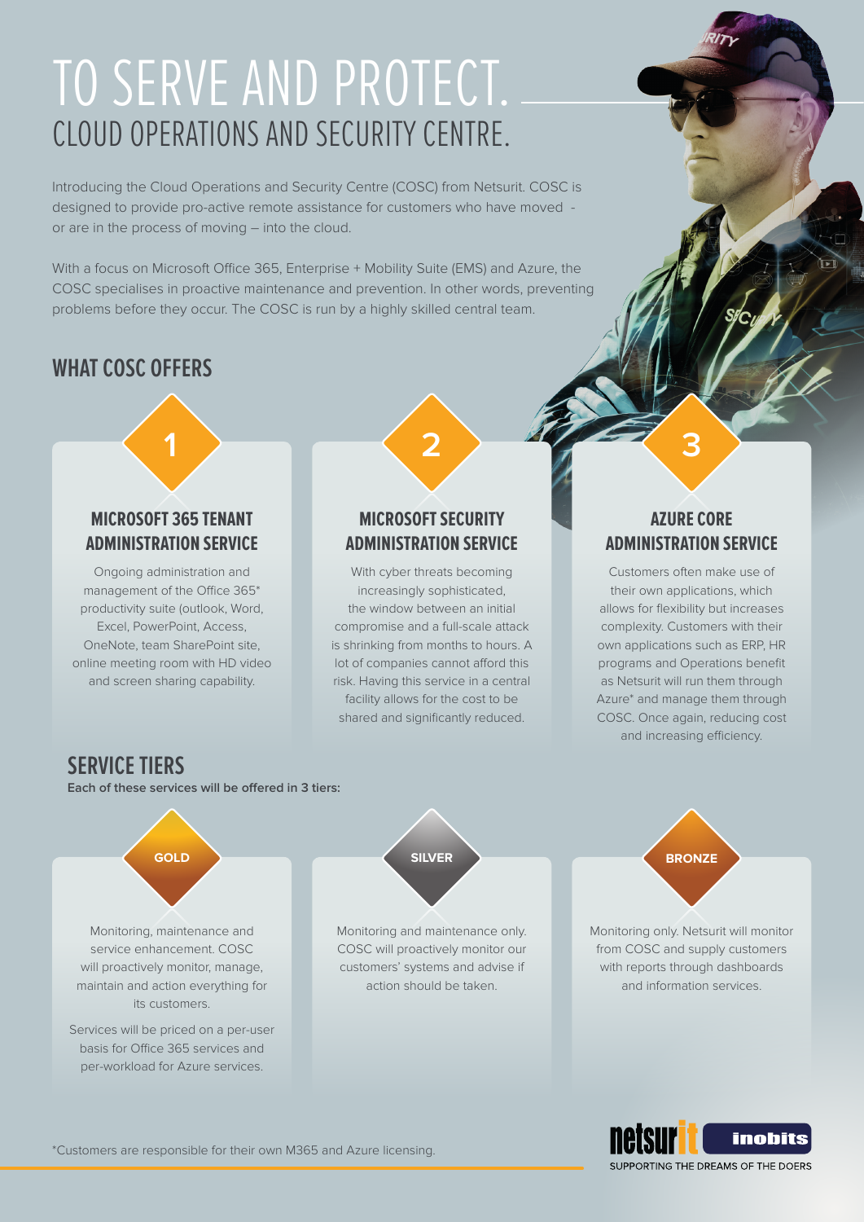# TO SERVE AND PROTECT.

## CLOUD OPERATIONS AND SECURITY CENTRE.

Introducing the Cloud Operations and Security Centre (COSC) from Netsurit. COSC is designed to provide pro-active remote assistance for customers who have moved - or are in the process of moving – into the cloud.

With a focus on Microsoft Office 365, Enterprise + Mobility Suite (EMS) and Azure, the COSC specialises in proactive maintenance and prevention. In other words, preventing problems before they occur. The COSC is run by a highly skilled central team.

## WHAT COSC OFFERS

### 1 MICROSOFT 365 TENANT ADMINISTRATION SERVICE

Ongoing administration and management of the Office 365* productivity suite (outlook, Word, Excel, PowerPoint, Access, OneNote, team SharePoint site, online meeting room with HD video and screen sharing capability.

### 2 MICROSOFT SECURITY ADMINISTRATION SERVICE

With cyber threats becoming increasingly sophisticated, the window between an initial compromise and a full-scale attack is shrinking from months to hours. A lot of companies cannot afford this risk. Having this service in a central facility allows for the cost to be shared and significantly reduced.

### 3 AZURE CORE ADMINISTRATION SERVICE

Customers often make use of their own applications, which allows for flexibility but increases complexity. Customers with their own applications such as ERP, HR programs and Operations benefit as Netsurit will run them through Azure* and manage them through COSC. Once again, reducing cost and increasing efficiency.

## SERVICE TIERS

**Each of these services will be offered in 3 tiers:**

### GOLD

Monitoring, maintenance and service enhancement. COSC will proactively monitor, manage, maintain and action everything for its customers.

Services will be priced on a per-user basis for Office 365 services and per-workload for Azure services.

### SILVER

Monitoring and maintenance only. COSC will proactively monitor our customers' systems and advise if action should be taken.

### BRONZE

Monitoring only. Netsurit will monitor from COSC and supply customers with reports through dashboards and information services.

*Customers are responsible for their own M365 and Azure licensing.

netsurit inobits
SUPPORTING THE DREAMS OF THE DOERS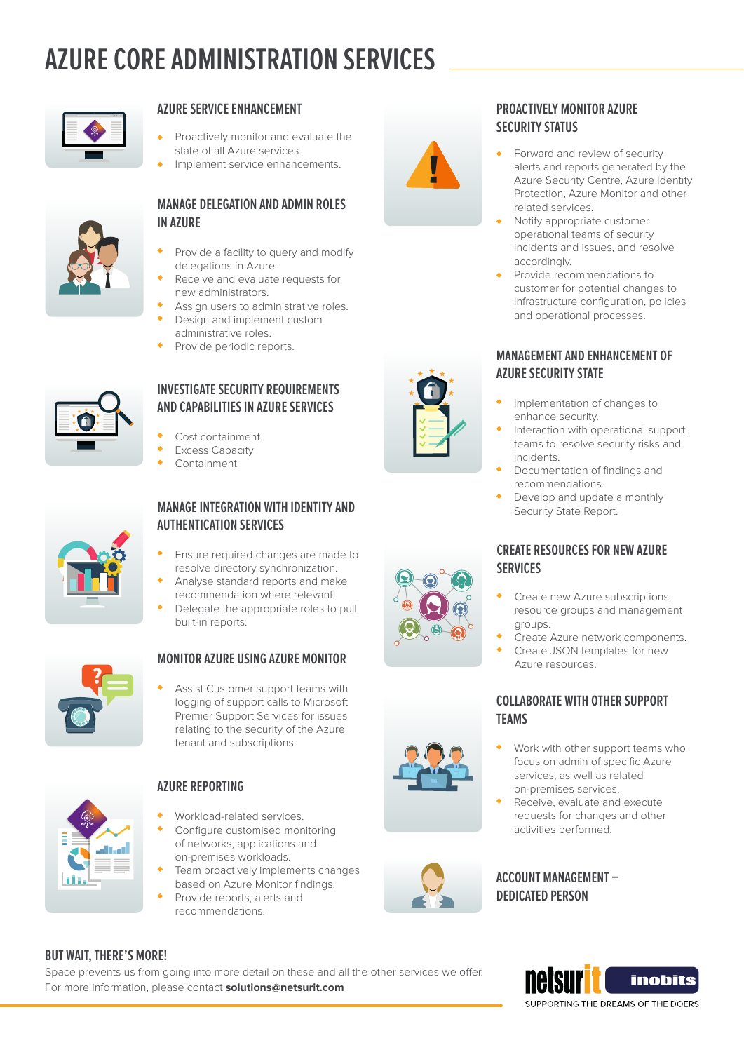# AZURE CORE ADMINISTRATION SERVICES

## AZURE SERVICE ENHANCEMENT

- Proactively monitor and evaluate the state of all Azure services.
- Implement service enhancements.

## MANAGE DELEGATION AND ADMIN ROLES IN AZURE

- Provide a facility to query and modify delegations in Azure.
- Receive and evaluate requests for new administrators.
- Assign users to administrative roles.
- Design and implement custom administrative roles.
- Provide periodic reports.

## INVESTIGATE SECURITY REQUIREMENTS AND CAPABILITIES IN AZURE SERVICES

- Cost containment
- Excess Capacity
- Containment

## MANAGE INTEGRATION WITH IDENTITY AND AUTHENTICATION SERVICES

- Ensure required changes are made to resolve directory synchronization.
- Analyse standard reports and make recommendation where relevant.
- Delegate the appropriate roles to pull built-in reports.

## MONITOR AZURE USING AZURE MONITOR

- Assist Customer support teams with logging of support calls to Microsoft Premier Support Services for issues relating to the security of the Azure tenant and subscriptions.

## AZURE REPORTING

- Workload-related services.
- Configure customised monitoring of networks, applications and on-premises workloads.
- Team proactively implements changes based on Azure Monitor findings.
- Provide reports, alerts and recommendations.

## PROACTIVELY MONITOR AZURE SECURITY STATUS

- Forward and review of security alerts and reports generated by the Azure Security Centre, Azure Identity Protection, Azure Monitor and other related services.
- Notify appropriate customer operational teams of security incidents and issues, and resolve accordingly.
- Provide recommendations to customer for potential changes to infrastructure configuration, policies and operational processes.

## MANAGEMENT AND ENHANCEMENT OF AZURE SECURITY STATE

- Implementation of changes to enhance security.
- Interaction with operational support teams to resolve security risks and incidents.
- Documentation of findings and recommendations.
- Develop and update a monthly Security State Report.

## CREATE RESOURCES FOR NEW AZURE SERVICES

- Create new Azure subscriptions, resource groups and management groups.
- Create Azure network components.
- Create JSON templates for new Azure resources.

## COLLABORATE WITH OTHER SUPPORT TEAMS

- Work with other support teams who focus on admin of specific Azure services, as well as related on-premises services.
- Receive, evaluate and execute requests for changes and other activities performed.

## ACCOUNT MANAGEMENT – DEDICATED PERSON

## BUT WAIT, THERE'S MORE!

Space prevents us from going into more detail on these and all the other services we offer. For more information, please contact **solutions@netsurit.com**

netsurit inobits
SUPPORTING THE DREAMS OF THE DOERS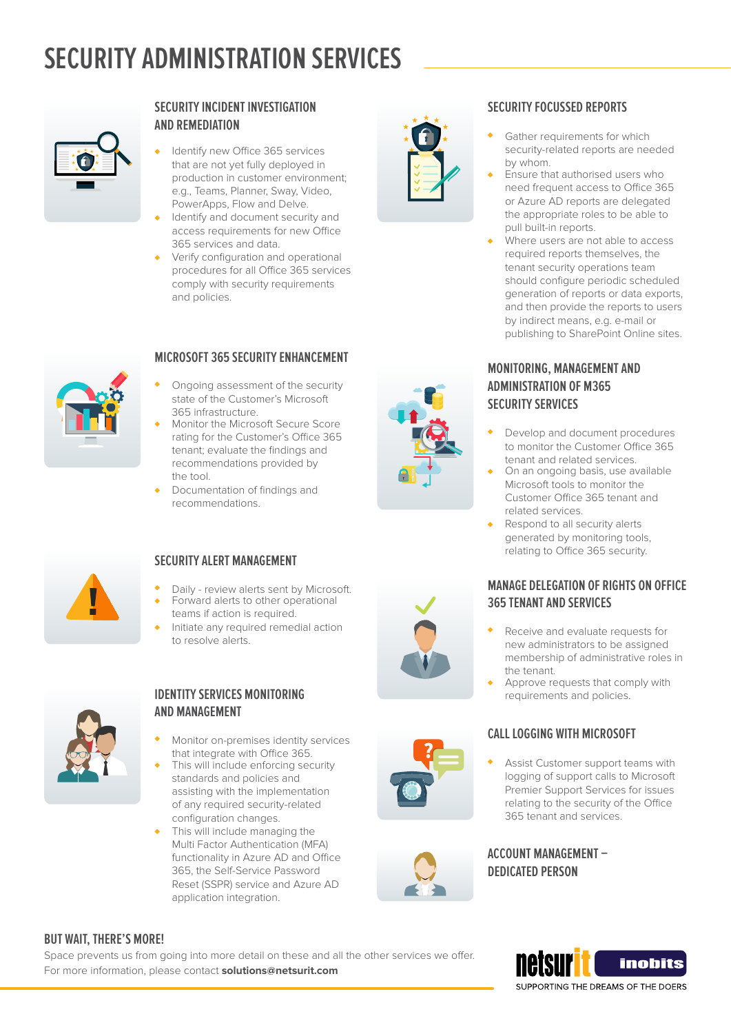# SECURITY ADMINISTRATION SERVICES

## SECURITY INCIDENT INVESTIGATION AND REMEDIATION

- Identify new Office 365 services that are not yet fully deployed in production in customer environment; e.g., Teams, Planner, Sway, Video, PowerApps, Flow and Delve.
- Identify and document security and access requirements for new Office 365 services and data.
- Verify configuration and operational procedures for all Office 365 services comply with security requirements and policies.

## MICROSOFT 365 SECURITY ENHANCEMENT

- Ongoing assessment of the security state of the Customer's Microsoft 365 infrastructure.
- Monitor the Microsoft Secure Score rating for the Customer's Office 365 tenant; evaluate the findings and recommendations provided by the tool.
- Documentation of findings and recommendations.

## SECURITY ALERT MANAGEMENT

- Daily - review alerts sent by Microsoft.
- Forward alerts to other operational teams if action is required.
- Initiate any required remedial action to resolve alerts.

## IDENTITY SERVICES MONITORING AND MANAGEMENT

- Monitor on-premises identity services that integrate with Office 365.
- This will include enforcing security standards and policies and assisting with the implementation of any required security-related configuration changes.
- This will include managing the Multi Factor Authentication (MFA) functionality in Azure AD and Office 365, the Self-Service Password Reset (SSPR) service and Azure AD application integration.

## SECURITY FOCUSSED REPORTS

- Gather requirements for which security-related reports are needed by whom.
- Ensure that authorised users who need frequent access to Office 365 or Azure AD reports are delegated the appropriate roles to be able to pull built-in reports.
- Where users are not able to access required reports themselves, the tenant security operations team should configure periodic scheduled generation of reports or data exports, and then provide the reports to users by indirect means, e.g. e-mail or publishing to SharePoint Online sites.

## MONITORING, MANAGEMENT AND ADMINISTRATION OF M365 SECURITY SERVICES

- Develop and document procedures to monitor the Customer Office 365 tenant and related services.
- On an ongoing basis, use available Microsoft tools to monitor the Customer Office 365 tenant and related services.
- Respond to all security alerts generated by monitoring tools, relating to Office 365 security.

## MANAGE DELEGATION OF RIGHTS ON OFFICE 365 TENANT AND SERVICES

- Receive and evaluate requests for new administrators to be assigned membership of administrative roles in the tenant.
- Approve requests that comply with requirements and policies.

## CALL LOGGING WITH MICROSOFT

- Assist Customer support teams with logging of support calls to Microsoft Premier Support Services for issues relating to the security of the Office 365 tenant and services.

## ACCOUNT MANAGEMENT – DEDICATED PERSON

## BUT WAIT, THERE'S MORE!

Space prevents us from going into more detail on these and all the other services we offer.
For more information, please contact **solutions@netsurit.com**

netsurit inobits
SUPPORTING THE DREAMS OF THE DOERS